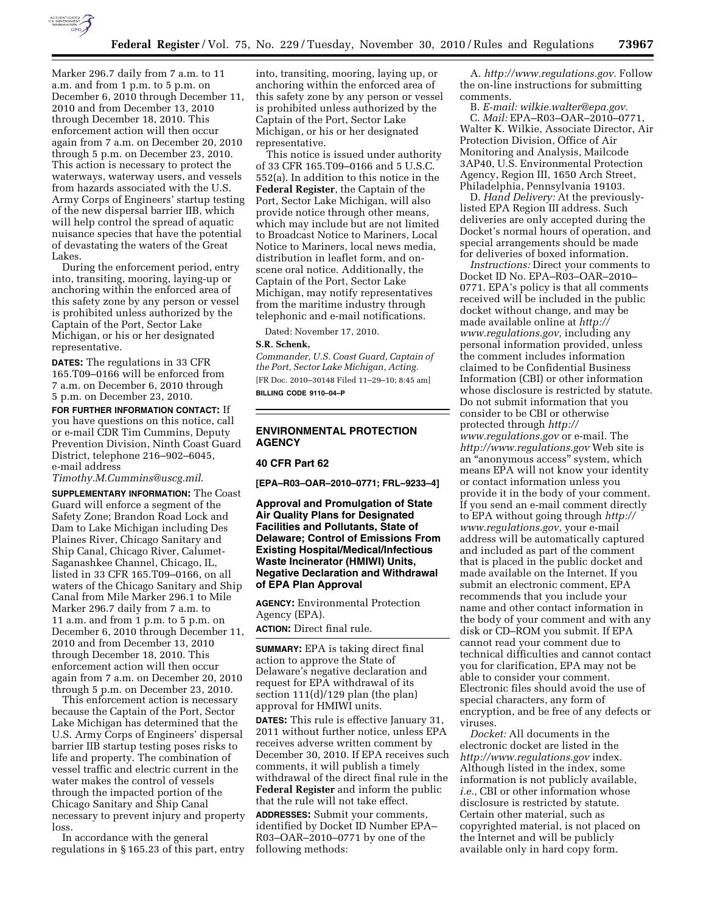Marker 296.7 daily from 7 a.m. to 11 a.m. and from 1 p.m. to 5 p.m. on December 6, 2010 through December 11, 2010 and from December 13, 2010 through December 18, 2010. This enforcement action will then occur again from 7 a.m. on December 20, 2010 through 5 p.m. on December 23, 2010. This action is necessary to protect the waterways, waterway users, and vessels from hazards associated with the U.S. Army Corps of Engineers' startup testing of the new dispersal barrier IIB, which will help control the spread of aquatic nuisance species that have the potential of devastating the waters of the Great Lakes.

During the enforcement period, entry into, transiting, mooring, laying-up or anchoring within the enforced area of this safety zone by any person or vessel is prohibited unless authorized by the Captain of the Port, Sector Lake Michigan, or his or her designated representative.

**DATES:** The regulations in 33 CFR 165.T09–0166 will be enforced from 7 a.m. on December 6, 2010 through 5 p.m. on December 23, 2010.

**FOR FURTHER INFORMATION CONTACT:** If you have questions on this notice, call or e-mail CDR Tim Cummins, Deputy Prevention Division, Ninth Coast Guard District, telephone 216–902–6045, e-mail address *Timothy.M.Cummins@uscg.mil*.

**SUPPLEMENTARY INFORMATION:** The Coast Guard will enforce a segment of the Safety Zone; Brandon Road Lock and Dam to Lake Michigan including Des Plaines River, Chicago Sanitary and Ship Canal, Chicago River, Calumet-Saganashkee Channel, Chicago, IL, listed in 33 CFR 165.T09–0166, on all waters of the Chicago Sanitary and Ship Canal from Mile Marker 296.1 to Mile Marker 296.7 daily from 7 a.m. to 11 a.m. and from 1 p.m. to 5 p.m. on December 6, 2010 through December 11, 2010 and from December 13, 2010 through December 18, 2010. This enforcement action will then occur again from 7 a.m. on December 20, 2010 through 5 p.m. on December 23, 2010.

This enforcement action is necessary because the Captain of the Port, Sector Lake Michigan has determined that the U.S. Army Corps of Engineers' dispersal barrier IIB startup testing poses risks to life and property. The combination of vessel traffic and electric current in the water makes the control of vessels through the impacted portion of the Chicago Sanitary and Ship Canal necessary to prevent injury and property loss.

In accordance with the general regulations in § 165.23 of this part, entry into, transiting, mooring, laying up, or anchoring within the enforced area of this safety zone by any person or vessel is prohibited unless authorized by the Captain of the Port, Sector Lake Michigan, or his or her designated representative.

This notice is issued under authority of 33 CFR 165.T09–0166 and 5 U.S.C. 552(a). In addition to this notice in the **Federal Register**, the Captain of the Port, Sector Lake Michigan, will also provide notice through other means, which may include but are not limited to Broadcast Notice to Mariners, Local Notice to Mariners, local news media, distribution in leaflet form, and on-scene oral notice. Additionally, the Captain of the Port, Sector Lake Michigan, may notify representatives from the maritime industry through telephonic and e-mail notifications.

Dated: November 17, 2010.

**S.R. Schenk,**

*Commander, U.S. Coast Guard, Captain of the Port, Sector Lake Michigan, Acting.*

[FR Doc. 2010–30148 Filed 11–29–10; 8:45 am]

**BILLING CODE 9110–04–P**

## ENVIRONMENTAL PROTECTION AGENCY

### 40 CFR Part 62

**[EPA–R03–OAR–2010–0771; FRL–9233–4]**

### Approval and Promulgation of State Air Quality Plans for Designated Facilities and Pollutants, State of Delaware; Control of Emissions From Existing Hospital/Medical/Infectious Waste Incinerator (HMIWI) Units, Negative Declaration and Withdrawal of EPA Plan Approval

**AGENCY:** Environmental Protection Agency (EPA).

**ACTION:** Direct final rule.

**SUMMARY:** EPA is taking direct final action to approve the State of Delaware's negative declaration and request for EPA withdrawal of its section 111(d)/129 plan (the plan) approval for HMIWI units.

**DATES:** This rule is effective January 31, 2011 without further notice, unless EPA receives adverse written comment by December 30, 2010. If EPA receives such comments, it will publish a timely withdrawal of the direct final rule in the **Federal Register** and inform the public that the rule will not take effect.

**ADDRESSES:** Submit your comments, identified by Docket ID Number EPA–R03–OAR–2010–0771 by one of the following methods:

A. *http://www.regulations.gov.* Follow the on-line instructions for submitting comments.

B. *E-mail: wilkie.walter@epa.gov.*

C. *Mail:* EPA–R03–OAR–2010–0771, Walter K. Wilkie, Associate Director, Air Protection Division, Office of Air Monitoring and Analysis, Mailcode 3AP40, U.S. Environmental Protection Agency, Region III, 1650 Arch Street, Philadelphia, Pennsylvania 19103.

D. *Hand Delivery:* At the previously-listed EPA Region III address. Such deliveries are only accepted during the Docket's normal hours of operation, and special arrangements should be made for deliveries of boxed information.

*Instructions:* Direct your comments to Docket ID No. EPA–R03–OAR–2010–0771. EPA's policy is that all comments received will be included in the public docket without change, and may be made available online at *http://www.regulations.gov,* including any personal information provided, unless the comment includes information claimed to be Confidential Business Information (CBI) or other information whose disclosure is restricted by statute. Do not submit information that you consider to be CBI or otherwise protected through *http://www.regulations.gov* or e-mail. The *http://www.regulations.gov* Web site is an "anonymous access" system, which means EPA will not know your identity or contact information unless you provide it in the body of your comment. If you send an e-mail comment directly to EPA without going through *http://www.regulations.gov,* your e-mail address will be automatically captured and included as part of the comment that is placed in the public docket and made available on the Internet. If you submit an electronic comment, EPA recommends that you include your name and other contact information in the body of your comment and with any disk or CD–ROM you submit. If EPA cannot read your comment due to technical difficulties and cannot contact you for clarification, EPA may not be able to consider your comment. Electronic files should avoid the use of special characters, any form of encryption, and be free of any defects or viruses.

*Docket:* All documents in the electronic docket are listed in the *http://www.regulations.gov* index. Although listed in the index, some information is not publicly available, *i.e.,* CBI or other information whose disclosure is restricted by statute. Certain other material, such as copyrighted material, is not placed on the Internet and will be publicly available only in hard copy form.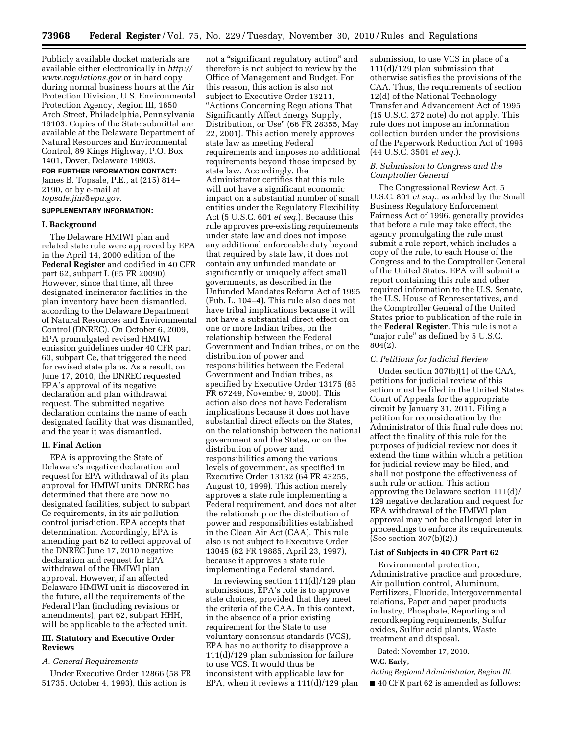Publicly available docket materials are available either electronically in *http://www.regulations.gov* or in hard copy during normal business hours at the Air Protection Division, U.S. Environmental Protection Agency, Region III, 1650 Arch Street, Philadelphia, Pennsylvania 19103. Copies of the State submittal are available at the Delaware Department of Natural Resources and Environmental Control, 89 Kings Highway, P.O. Box 1401, Dover, Delaware 19903.

**FOR FURTHER INFORMATION CONTACT:** James B. Topsale, P.E., at (215) 814–2190, or by e-mail at *topsale.jim@epa.gov.*

**SUPPLEMENTARY INFORMATION:**

## I. Background

The Delaware HMIWI plan and related state rule were approved by EPA in the April 14, 2000 edition of the **Federal Register** and codified in 40 CFR part 62, subpart I. (65 FR 20090). However, since that time, all three designated incinerator facilities in the plan inventory have been dismantled, according to the Delaware Department of Natural Resources and Environmental Control (DNREC). On October 6, 2009, EPA promulgated revised HMIWI emission guidelines under 40 CFR part 60, subpart Ce, that triggered the need for revised state plans. As a result, on June 17, 2010, the DNREC requested EPA's approval of its negative declaration and plan withdrawal request. The submitted negative declaration contains the name of each designated facility that was dismantled, and the year it was dismantled.

## II. Final Action

EPA is approving the State of Delaware's negative declaration and request for EPA withdrawal of its plan approval for HMIWI units. DNREC has determined that there are now no designated facilities, subject to subpart Ce requirements, in its air pollution control jurisdiction. EPA accepts that determination. Accordingly, EPA is amending part 62 to reflect approval of the DNREC June 17, 2010 negative declaration and request for EPA withdrawal of the HMIWI plan approval. However, if an affected Delaware HMIWI unit is discovered in the future, all the requirements of the Federal Plan (including revisions or amendments), part 62, subpart HHH, will be applicable to the affected unit.

## III. Statutory and Executive Order Reviews

### *A. General Requirements*

Under Executive Order 12866 (58 FR 51735, October 4, 1993), this action is not a "significant regulatory action" and therefore is not subject to review by the Office of Management and Budget. For this reason, this action is also not subject to Executive Order 13211, "Actions Concerning Regulations That Significantly Affect Energy Supply, Distribution, or Use" (66 FR 28355, May 22, 2001). This action merely approves state law as meeting Federal requirements and imposes no additional requirements beyond those imposed by state law. Accordingly, the Administrator certifies that this rule will not have a significant economic impact on a substantial number of small entities under the Regulatory Flexibility Act (5 U.S.C. 601 *et seq.*). Because this rule approves pre-existing requirements under state law and does not impose any additional enforceable duty beyond that required by state law, it does not contain any unfunded mandate or significantly or uniquely affect small governments, as described in the Unfunded Mandates Reform Act of 1995 (Pub. L. 104–4). This rule also does not have tribal implications because it will not have a substantial direct effect on one or more Indian tribes, on the relationship between the Federal Government and Indian tribes, or on the distribution of power and responsibilities between the Federal Government and Indian tribes, as specified by Executive Order 13175 (65 FR 67249, November 9, 2000). This action also does not have Federalism implications because it does not have substantial direct effects on the States, on the relationship between the national government and the States, or on the distribution of power and responsibilities among the various levels of government, as specified in Executive Order 13132 (64 FR 43255, August 10, 1999). This action merely approves a state rule implementing a Federal requirement, and does not alter the relationship or the distribution of power and responsibilities established in the Clean Air Act (CAA). This rule also is not subject to Executive Order 13045 (62 FR 19885, April 23, 1997), because it approves a state rule implementing a Federal standard.

In reviewing section 111(d)/129 plan submissions, EPA's role is to approve state choices, provided that they meet the criteria of the CAA. In this context, in the absence of a prior existing requirement for the State to use voluntary consensus standards (VCS), EPA has no authority to disapprove a 111(d)/129 plan submission for failure to use VCS. It would thus be inconsistent with applicable law for EPA, when it reviews a 111(d)/129 plan submission, to use VCS in place of a 111(d)/129 plan submission that otherwise satisfies the provisions of the CAA. Thus, the requirements of section 12(d) of the National Technology Transfer and Advancement Act of 1995 (15 U.S.C. 272 note) do not apply. This rule does not impose an information collection burden under the provisions of the Paperwork Reduction Act of 1995 (44 U.S.C. 3501 *et seq.*).

### *B. Submission to Congress and the Comptroller General*

The Congressional Review Act, 5 U.S.C. 801 *et seq.,* as added by the Small Business Regulatory Enforcement Fairness Act of 1996, generally provides that before a rule may take effect, the agency promulgating the rule must submit a rule report, which includes a copy of the rule, to each House of the Congress and to the Comptroller General of the United States. EPA will submit a report containing this rule and other required information to the U.S. Senate, the U.S. House of Representatives, and the Comptroller General of the United States prior to publication of the rule in the **Federal Register**. This rule is not a "major rule" as defined by 5 U.S.C. 804(2).

### *C. Petitions for Judicial Review*

Under section 307(b)(1) of the CAA, petitions for judicial review of this action must be filed in the United States Court of Appeals for the appropriate circuit by January 31, 2011. Filing a petition for reconsideration by the Administrator of this final rule does not affect the finality of this rule for the purposes of judicial review nor does it extend the time within which a petition for judicial review may be filed, and shall not postpone the effectiveness of such rule or action. This action approving the Delaware section 111(d)/129 negative declaration and request for EPA withdrawal of the HMIWI plan approval may not be challenged later in proceedings to enforce its requirements. (See section 307(b)(2).)

### List of Subjects in 40 CFR Part 62

Environmental protection, Administrative practice and procedure, Air pollution control, Aluminum, Fertilizers, Fluoride, Intergovernmental relations, Paper and paper products industry, Phosphate, Reporting and recordkeeping requirements, Sulfur oxides, Sulfur acid plants, Waste treatment and disposal.

Dated: November 17, 2010.

**W.C. Early,**

*Acting Regional Administrator, Region III.*

■ 40 CFR part 62 is amended as follows: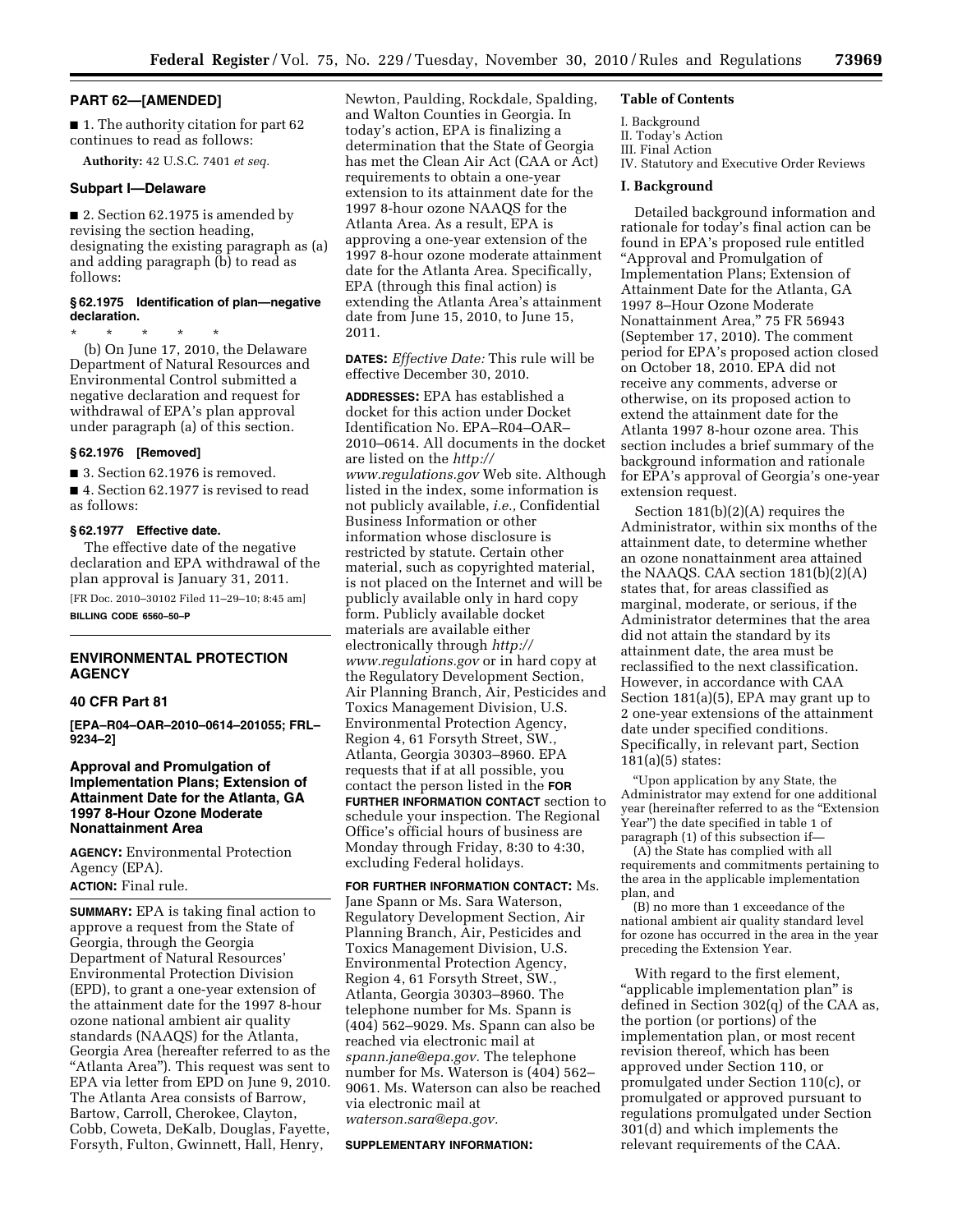## PART 62—[AMENDED]

■ 1. The authority citation for part 62 continues to read as follows:

**Authority:** 42 U.S.C. 7401 *et seq.*

### Subpart I—Delaware

■ 2. Section 62.1975 is amended by revising the section heading, designating the existing paragraph as (a) and adding paragraph (b) to read as follows:

#### § 62.1975 Identification of plan—negative declaration.

\* \* \* \* \*

(b) On June 17, 2010, the Delaware Department of Natural Resources and Environmental Control submitted a negative declaration and request for withdrawal of EPA's plan approval under paragraph (a) of this section.

#### § 62.1976 [Removed]

■ 3. Section 62.1976 is removed.

■ 4. Section 62.1977 is revised to read as follows:

#### § 62.1977 Effective date.

The effective date of the negative declaration and EPA withdrawal of the plan approval is January 31, 2011.

[FR Doc. 2010–30102 Filed 11–29–10; 8:45 am]

**BILLING CODE 6560–50–P**

## ENVIRONMENTAL PROTECTION AGENCY

### 40 CFR Part 81

**[EPA–R04–OAR–2010–0614–201055; FRL–9234–2]**

### Approval and Promulgation of Implementation Plans; Extension of Attainment Date for the Atlanta, GA 1997 8-Hour Ozone Moderate Nonattainment Area

**AGENCY:** Environmental Protection Agency (EPA).

**ACTION:** Final rule.

**SUMMARY:** EPA is taking final action to approve a request from the State of Georgia, through the Georgia Department of Natural Resources' Environmental Protection Division (EPD), to grant a one-year extension of the attainment date for the 1997 8-hour ozone national ambient air quality standards (NAAQS) for the Atlanta, Georgia Area (hereafter referred to as the "Atlanta Area"). This request was sent to EPA via letter from EPD on June 9, 2010. The Atlanta Area consists of Barrow, Bartow, Carroll, Cherokee, Clayton, Cobb, Coweta, DeKalb, Douglas, Fayette, Forsyth, Fulton, Gwinnett, Hall, Henry, Newton, Paulding, Rockdale, Spalding, and Walton Counties in Georgia. In today's action, EPA is finalizing a determination that the State of Georgia has met the Clean Air Act (CAA or Act) requirements to obtain a one-year extension to its attainment date for the 1997 8-hour ozone NAAQS for the Atlanta Area. As a result, EPA is approving a one-year extension of the 1997 8-hour ozone moderate attainment date for the Atlanta Area. Specifically, EPA (through this final action) is extending the Atlanta Area's attainment date from June 15, 2010, to June 15, 2011.

**DATES:** *Effective Date:* This rule will be effective December 30, 2010.

**ADDRESSES:** EPA has established a docket for this action under Docket Identification No. EPA–R04–OAR–2010–0614. All documents in the docket are listed on the *http://www.regulations.gov* Web site. Although listed in the index, some information is not publicly available, *i.e.,* Confidential Business Information or other information whose disclosure is restricted by statute. Certain other material, such as copyrighted material, is not placed on the Internet and will be publicly available only in hard copy form. Publicly available docket materials are available either electronically through *http://www.regulations.gov* or in hard copy at the Regulatory Development Section, Air Planning Branch, Air, Pesticides and Toxics Management Division, U.S. Environmental Protection Agency, Region 4, 61 Forsyth Street, SW., Atlanta, Georgia 30303–8960. EPA requests that if at all possible, you contact the person listed in the **FOR FURTHER INFORMATION CONTACT** section to schedule your inspection. The Regional Office's official hours of business are Monday through Friday, 8:30 to 4:30, excluding Federal holidays.

**FOR FURTHER INFORMATION CONTACT:** Ms. Jane Spann or Ms. Sara Waterson, Regulatory Development Section, Air Planning Branch, Air, Pesticides and Toxics Management Division, U.S. Environmental Protection Agency, Region 4, 61 Forsyth Street, SW., Atlanta, Georgia 30303–8960. The telephone number for Ms. Spann is (404) 562–9029. Ms. Spann can also be reached via electronic mail at *spann.jane@epa.gov.* The telephone number for Ms. Waterson is (404) 562–9061. Ms. Waterson can also be reached via electronic mail at *waterson.sara@epa.gov.*

**SUPPLEMENTARY INFORMATION:**

**Table of Contents**

I. Background
II. Today's Action
III. Final Action
IV. Statutory and Executive Order Reviews

### I. Background

Detailed background information and rationale for today's final action can be found in EPA's proposed rule entitled "Approval and Promulgation of Implementation Plans; Extension of Attainment Date for the Atlanta, GA 1997 8–Hour Ozone Moderate Nonattainment Area," 75 FR 56943 (September 17, 2010). The comment period for EPA's proposed action closed on October 18, 2010. EPA did not receive any comments, adverse or otherwise, on its proposed action to extend the attainment date for the Atlanta 1997 8-hour ozone area. This section includes a brief summary of the background information and rationale for EPA's approval of Georgia's one-year extension request.

Section 181(b)(2)(A) requires the Administrator, within six months of the attainment date, to determine whether an ozone nonattainment area attained the NAAQS. CAA section 181(b)(2)(A) states that, for areas classified as marginal, moderate, or serious, if the Administrator determines that the area did not attain the standard by its attainment date, the area must be reclassified to the next classification. However, in accordance with CAA Section 181(a)(5), EPA may grant up to 2 one-year extensions of the attainment date under specified conditions. Specifically, in relevant part, Section 181(a)(5) states:

"Upon application by any State, the Administrator may extend for one additional year (hereinafter referred to as the "Extension Year") the date specified in table 1 of paragraph (1) of this subsection if—

(A) the State has complied with all requirements and commitments pertaining to the area in the applicable implementation plan, and

(B) no more than 1 exceedance of the national ambient air quality standard level for ozone has occurred in the area in the year preceding the Extension Year.

With regard to the first element, "applicable implementation plan" is defined in Section 302(q) of the CAA as, the portion (or portions) of the implementation plan, or most recent revision thereof, which has been approved under Section 110, or promulgated under Section 110(c), or promulgated or approved pursuant to regulations promulgated under Section 301(d) and which implements the relevant requirements of the CAA.